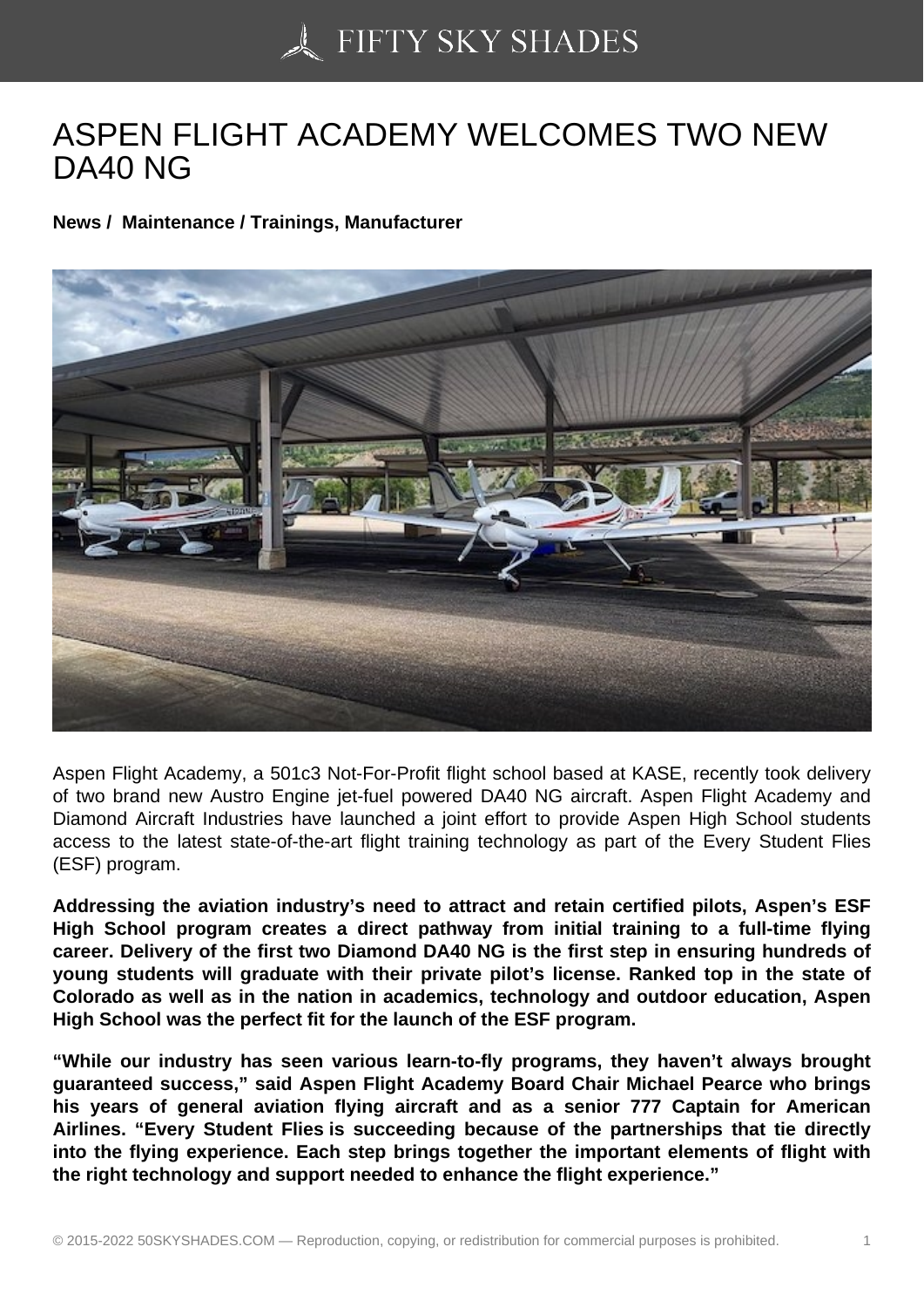# ASPEN FLIGHT ACADEMY WELCOMES TWO NEW DA40 NG

**News / Maintenance / Trainings, Manufacturer**

Aspen Flight Academy, a 501c3 Not-For-Profit flight school based at KASE, recently took delivery of two brand new Austro Engine jet-fuel powered DA40 NG aircraft. Aspen Flight Academy and Diamond Aircraft Industries have launched a joint effort to provide Aspen High School students access to the latest state-of-the-art flight training technology as part of the Every Student Flies (ESF) program.

**Addressing the aviation industry's need to attract and retain certified pilots, Aspen's ESF High School program creates a direct pathway from initial training to a full-time flying career. Delivery of the first two Diamond DA40 NG is the first step in ensuring hundreds of young students will graduate with their private pilot's license. Ranked top in the state of Colorado as well as in the nation in academics, technology and outdoor education, Aspen High School was the perfect fit for the launch of the ESF program.**

**"While our industry has seen various learn-to-fly programs, they haven't always brought guaranteed success," said Aspen Flight Academy Board Chair Michael Pearce who brings his years of general aviation flying aircraft and as a senior 777 Captain for American Airlines. "Every Student Flies is succeeding because of the partnerships that tie directly into the flying experience. Each step brings together the important elements of flight with the right technology and support needed to enhance the flight experience."**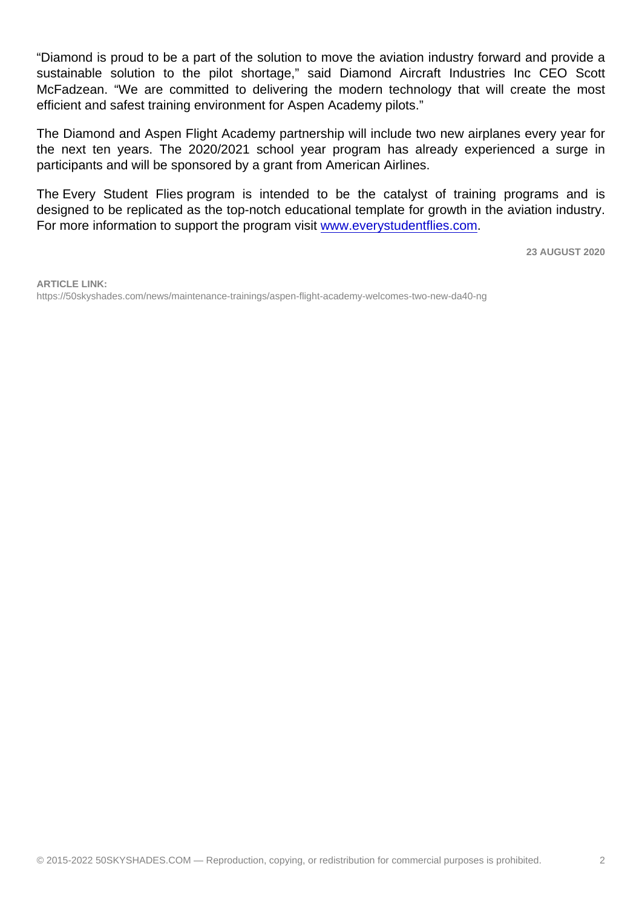“Diamond is proud to be a part of the solution to move the aviation industry forward and provide a sustainable solution to the pilot shortage,” said Diamond Aircraft Industries Inc CEO Scott McFadzean. “We are committed to delivering the modern technology that will create the most efficient and safest training environment for Aspen Academy pilots.”

The Diamond and Aspen Flight Academy partnership will include two new airplanes every year for the next ten years. The 2020/2021 school year program has already experienced a surge in participants and will be sponsored by a grant from American Airlines.

The Every Student Flies program is intended to be the catalyst of training programs and is designed to be replicated as the top-notch educational template for growth in the aviation industry. For more information to support the program visit [www.everystudentflies.com](www.everystudentflies.com).

**23 AUGUST 2020**

**ARTICLE LINK:**
https://50skyshades.com/news/maintenance-trainings/aspen-flight-academy-welcomes-two-new-da40-ng